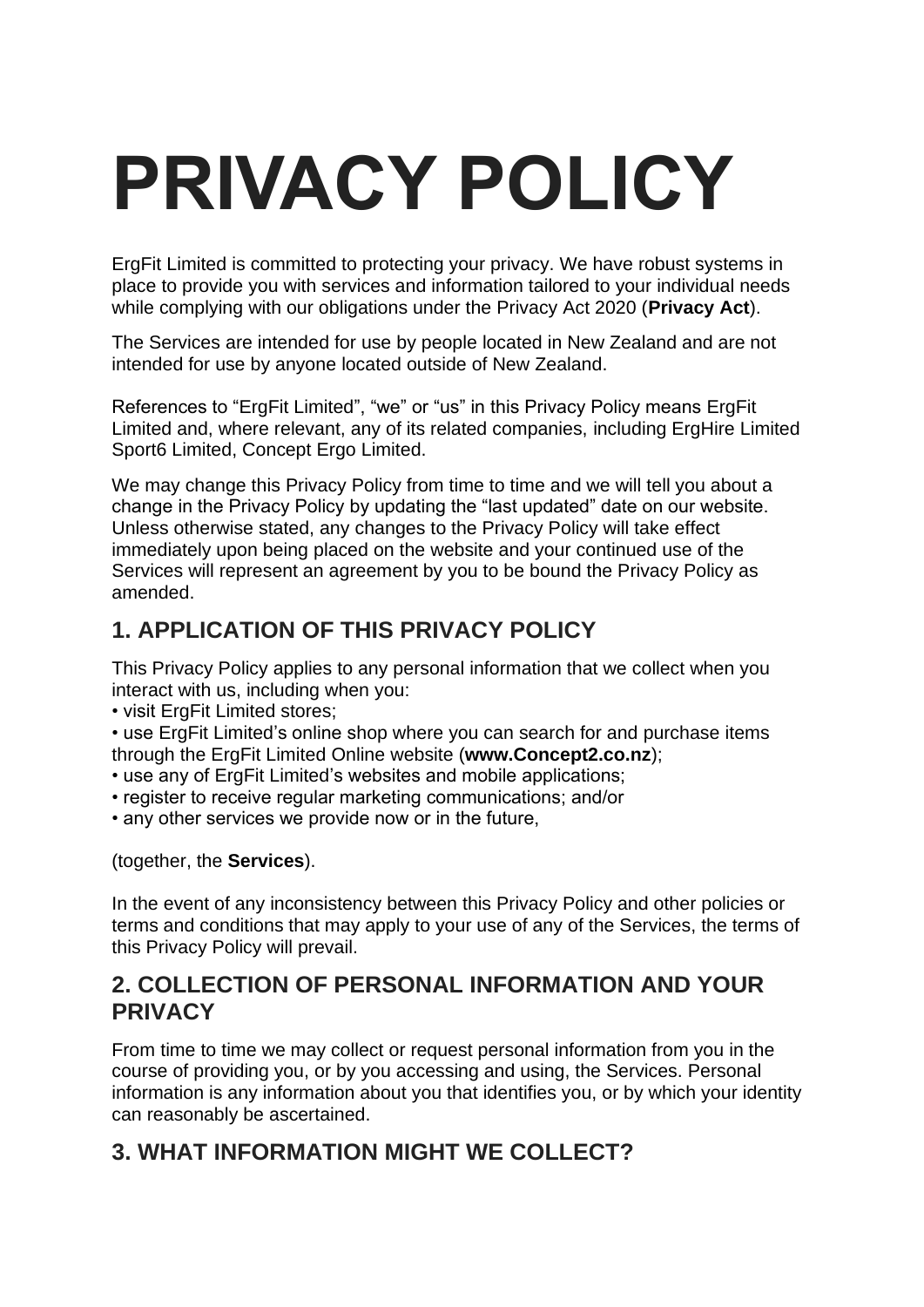# PRIVACY POLICY

ErgFit Limited is committed to protecting your privacy. We have robust systems in place to provide you with services and information tailored to your individual needs while complying with our obligations under the Privacy Act 2020 (**Privacy Act**).

The Services are intended for use by people located in New Zealand and are not intended for use by anyone located outside of New Zealand.

References to "ErgFit Limited", "we" or "us" in this Privacy Policy means ErgFit Limited and, where relevant, any of its related companies, including ErgHire Limited Sport6 Limited, Concept Ergo Limited.

We may change this Privacy Policy from time to time and we will tell you about a change in the Privacy Policy by updating the "last updated" date on our website. Unless otherwise stated, any changes to the Privacy Policy will take effect immediately upon being placed on the website and your continued use of the Services will represent an agreement by you to be bound the Privacy Policy as amended.

## 1. APPLICATION OF THIS PRIVACY POLICY

This Privacy Policy applies to any personal information that we collect when you interact with us, including when you:

- visit ErgFit Limited stores;
- use ErgFit Limited's online shop where you can search for and purchase items through the ErgFit Limited Online website (**www.Concept2.co.nz**);
- use any of ErgFit Limited's websites and mobile applications;
- register to receive regular marketing communications; and/or
- any other services we provide now or in the future,

(together, the **Services**).

In the event of any inconsistency between this Privacy Policy and other policies or terms and conditions that may apply to your use of any of the Services, the terms of this Privacy Policy will prevail.

## 2. COLLECTION OF PERSONAL INFORMATION AND YOUR PRIVACY

From time to time we may collect or request personal information from you in the course of providing you, or by you accessing and using, the Services. Personal information is any information about you that identifies you, or by which your identity can reasonably be ascertained.

## 3. WHAT INFORMATION MIGHT WE COLLECT?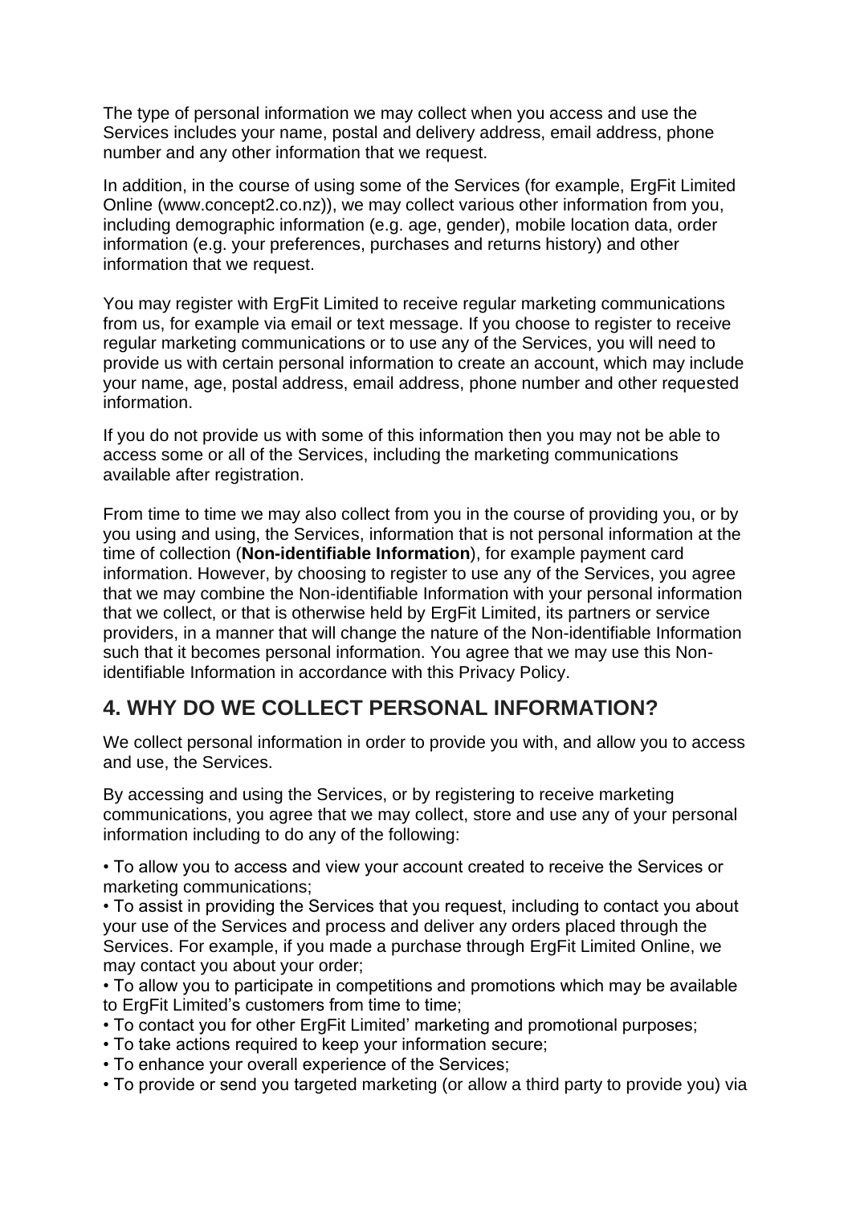The type of personal information we may collect when you access and use the Services includes your name, postal and delivery address, email address, phone number and any other information that we request.

In addition, in the course of using some of the Services (for example, ErgFit Limited Online (www.concept2.co.nz)), we may collect various other information from you, including demographic information (e.g. age, gender), mobile location data, order information (e.g. your preferences, purchases and returns history) and other information that we request.

You may register with ErgFit Limited to receive regular marketing communications from us, for example via email or text message. If you choose to register to receive regular marketing communications or to use any of the Services, you will need to provide us with certain personal information to create an account, which may include your name, age, postal address, email address, phone number and other requested information.

If you do not provide us with some of this information then you may not be able to access some or all of the Services, including the marketing communications available after registration.

From time to time we may also collect from you in the course of providing you, or by you using and using, the Services, information that is not personal information at the time of collection (**Non-identifiable Information**), for example payment card information. However, by choosing to register to use any of the Services, you agree that we may combine the Non-identifiable Information with your personal information that we collect, or that is otherwise held by ErgFit Limited, its partners or service providers, in a manner that will change the nature of the Non-identifiable Information such that it becomes personal information. You agree that we may use this Non-identifiable Information in accordance with this Privacy Policy.

## 4. WHY DO WE COLLECT PERSONAL INFORMATION?

We collect personal information in order to provide you with, and allow you to access and use, the Services.

By accessing and using the Services, or by registering to receive marketing communications, you agree that we may collect, store and use any of your personal information including to do any of the following:

- To allow you to access and view your account created to receive the Services or marketing communications;
- To assist in providing the Services that you request, including to contact you about your use of the Services and process and deliver any orders placed through the Services. For example, if you made a purchase through ErgFit Limited Online, we may contact you about your order;
- To allow you to participate in competitions and promotions which may be available to ErgFit Limited's customers from time to time;
- To contact you for other ErgFit Limited' marketing and promotional purposes;
- To take actions required to keep your information secure;
- To enhance your overall experience of the Services;
- To provide or send you targeted marketing (or allow a third party to provide you) via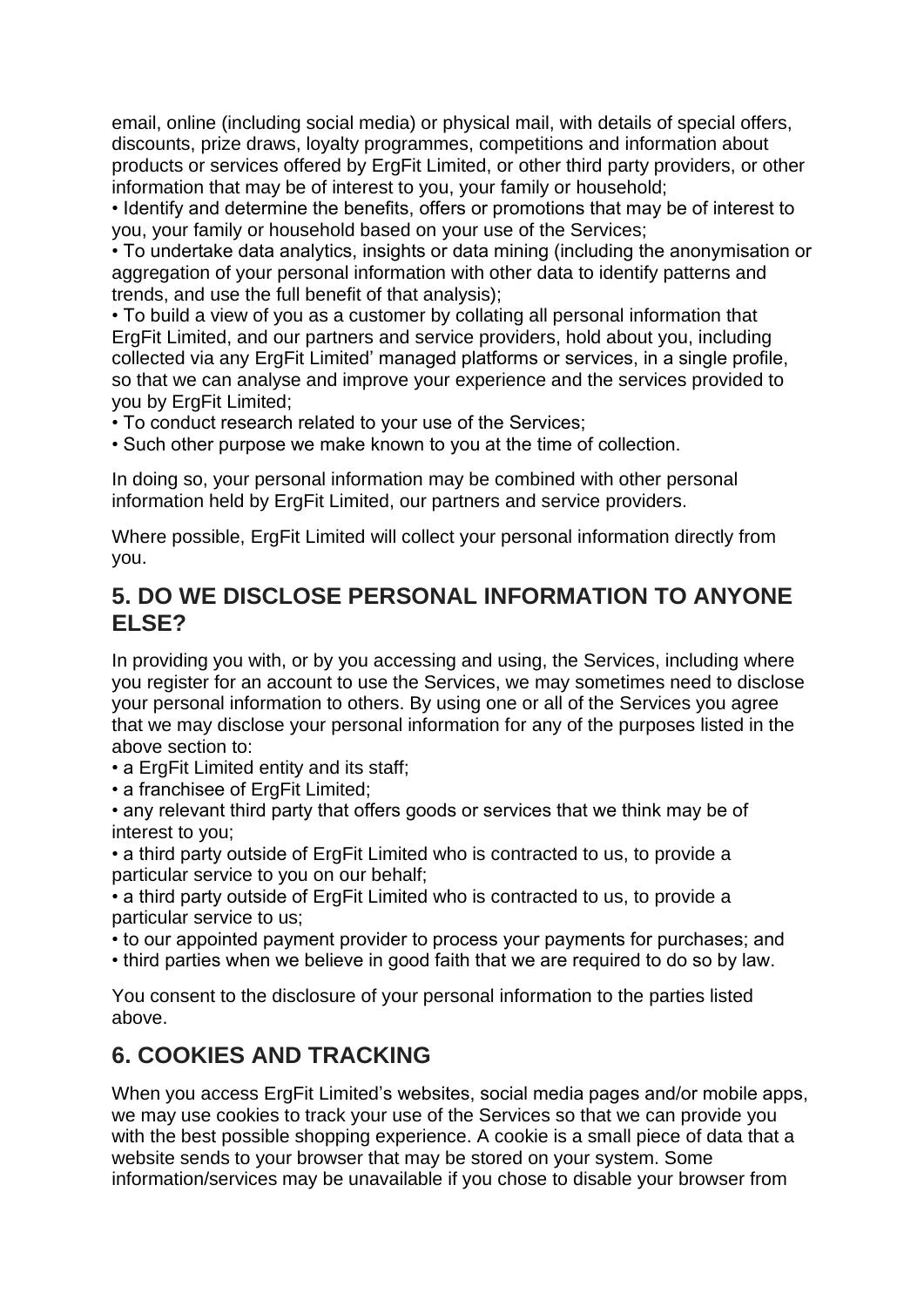email, online (including social media) or physical mail, with details of special offers, discounts, prize draws, loyalty programmes, competitions and information about products or services offered by ErgFit Limited, or other third party providers, or other information that may be of interest to you, your family or household;

• Identify and determine the benefits, offers or promotions that may be of interest to you, your family or household based on your use of the Services;

• To undertake data analytics, insights or data mining (including the anonymisation or aggregation of your personal information with other data to identify patterns and trends, and use the full benefit of that analysis);

• To build a view of you as a customer by collating all personal information that ErgFit Limited, and our partners and service providers, hold about you, including collected via any ErgFit Limited' managed platforms or services, in a single profile, so that we can analyse and improve your experience and the services provided to you by ErgFit Limited;

• To conduct research related to your use of the Services;

• Such other purpose we make known to you at the time of collection.

In doing so, your personal information may be combined with other personal information held by ErgFit Limited, our partners and service providers.

Where possible, ErgFit Limited will collect your personal information directly from you.

## 5. DO WE DISCLOSE PERSONAL INFORMATION TO ANYONE ELSE?

In providing you with, or by you accessing and using, the Services, including where you register for an account to use the Services, we may sometimes need to disclose your personal information to others. By using one or all of the Services you agree that we may disclose your personal information for any of the purposes listed in the above section to:

• a ErgFit Limited entity and its staff;

• a franchisee of ErgFit Limited;

• any relevant third party that offers goods or services that we think may be of interest to you;

• a third party outside of ErgFit Limited who is contracted to us, to provide a particular service to you on our behalf;

• a third party outside of ErgFit Limited who is contracted to us, to provide a particular service to us;

• to our appointed payment provider to process your payments for purchases; and

• third parties when we believe in good faith that we are required to do so by law.

You consent to the disclosure of your personal information to the parties listed above.

## 6. COOKIES AND TRACKING

When you access ErgFit Limited's websites, social media pages and/or mobile apps, we may use cookies to track your use of the Services so that we can provide you with the best possible shopping experience. A cookie is a small piece of data that a website sends to your browser that may be stored on your system. Some information/services may be unavailable if you chose to disable your browser from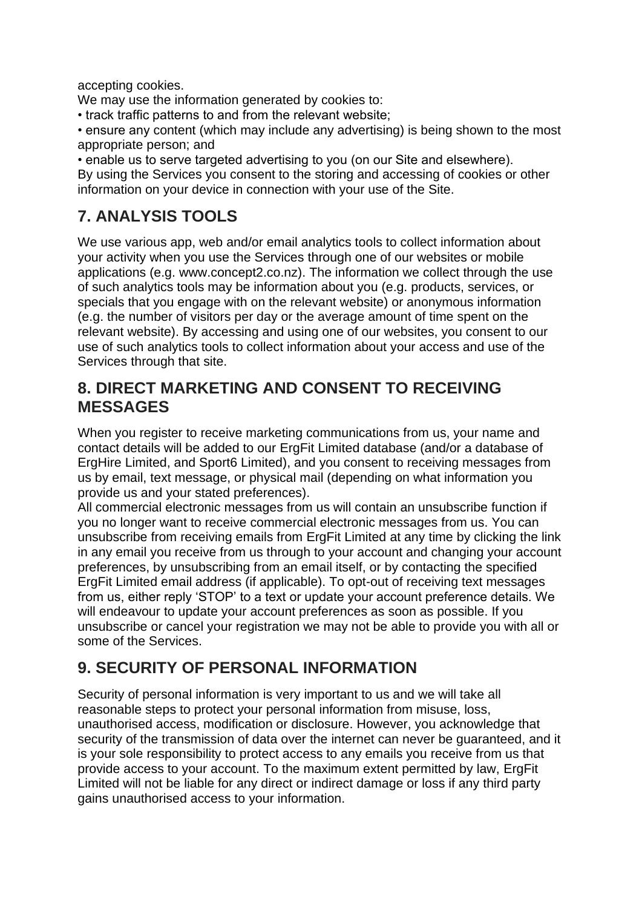accepting cookies.

We may use the information generated by cookies to:

- track traffic patterns to and from the relevant website;
- ensure any content (which may include any advertising) is being shown to the most appropriate person; and
- enable us to serve targeted advertising to you (on our Site and elsewhere).

By using the Services you consent to the storing and accessing of cookies or other information on your device in connection with your use of the Site.

## 7. ANALYSIS TOOLS

We use various app, web and/or email analytics tools to collect information about your activity when you use the Services through one of our websites or mobile applications (e.g. www.concept2.co.nz). The information we collect through the use of such analytics tools may be information about you (e.g. products, services, or specials that you engage with on the relevant website) or anonymous information (e.g. the number of visitors per day or the average amount of time spent on the relevant website). By accessing and using one of our websites, you consent to our use of such analytics tools to collect information about your access and use of the Services through that site.

## 8. DIRECT MARKETING AND CONSENT TO RECEIVING MESSAGES

When you register to receive marketing communications from us, your name and contact details will be added to our ErgFit Limited database (and/or a database of ErgHire Limited, and Sport6 Limited), and you consent to receiving messages from us by email, text message, or physical mail (depending on what information you provide us and your stated preferences).

All commercial electronic messages from us will contain an unsubscribe function if you no longer want to receive commercial electronic messages from us. You can unsubscribe from receiving emails from ErgFit Limited at any time by clicking the link in any email you receive from us through to your account and changing your account preferences, by unsubscribing from an email itself, or by contacting the specified ErgFit Limited email address (if applicable). To opt-out of receiving text messages from us, either reply 'STOP' to a text or update your account preference details. We will endeavour to update your account preferences as soon as possible. If you unsubscribe or cancel your registration we may not be able to provide you with all or some of the Services.

## 9. SECURITY OF PERSONAL INFORMATION

Security of personal information is very important to us and we will take all reasonable steps to protect your personal information from misuse, loss, unauthorised access, modification or disclosure. However, you acknowledge that security of the transmission of data over the internet can never be guaranteed, and it is your sole responsibility to protect access to any emails you receive from us that provide access to your account. To the maximum extent permitted by law, ErgFit Limited will not be liable for any direct or indirect damage or loss if any third party gains unauthorised access to your information.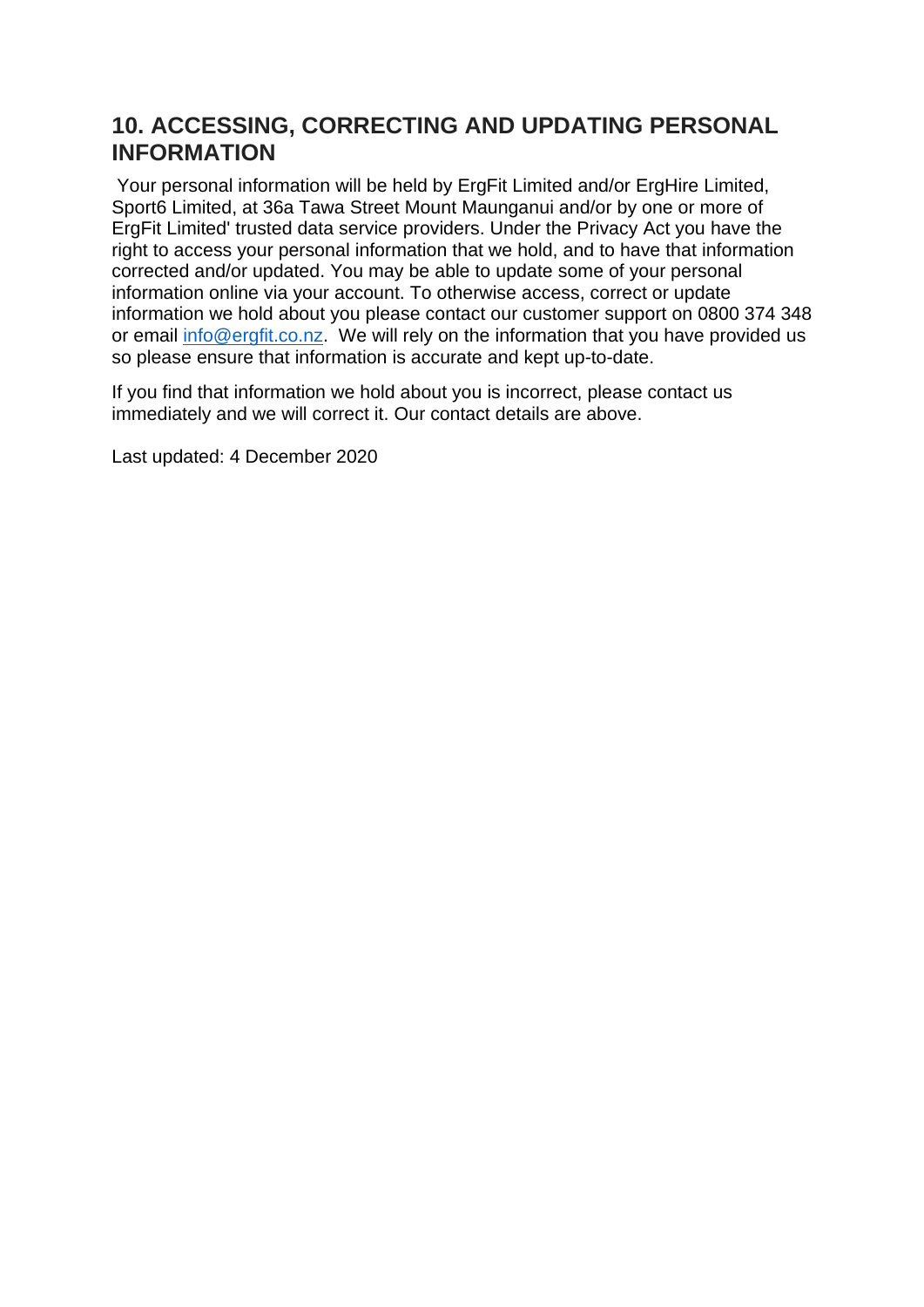## 10. ACCESSING, CORRECTING AND UPDATING PERSONAL INFORMATION

Your personal information will be held by ErgFit Limited and/or ErgHire Limited, Sport6 Limited, at 36a Tawa Street Mount Maunganui and/or by one or more of ErgFit Limited' trusted data service providers. Under the Privacy Act you have the right to access your personal information that we hold, and to have that information corrected and/or updated. You may be able to update some of your personal information online via your account. To otherwise access, correct or update information we hold about you please contact our customer support on 0800 374 348 or email [info@ergfit.co.nz](mailto:info@ergfit.co.nz). We will rely on the information that you have provided us so please ensure that information is accurate and kept up-to-date.

If you find that information we hold about you is incorrect, please contact us immediately and we will correct it. Our contact details are above.

Last updated: 4 December 2020